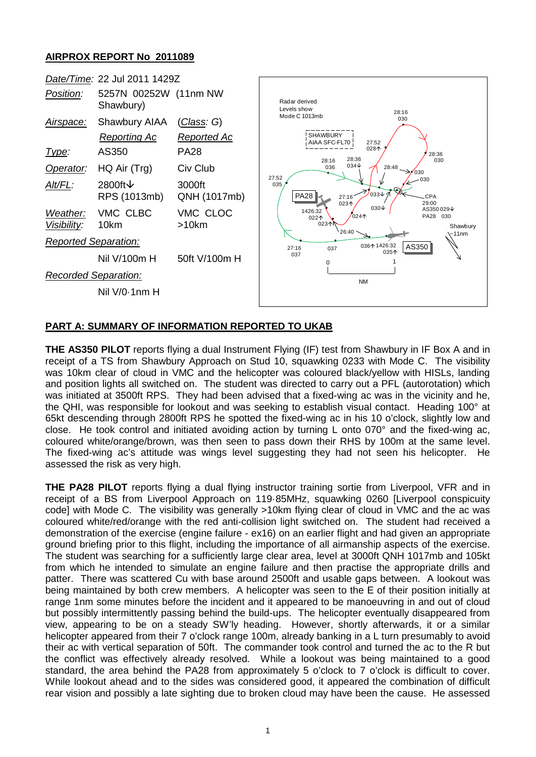## AIRPROX REPORT No 2011089

| | | |
|---|---|---|
| *Date/Time:* | 22 Jul 2011 1429Z | |
| *Position:* | 5257N 00252W (11nm NW Shawbury) | |
| *Airspace:* | Shawbury AIAA | (*Class*: G) |
| | *Reporting Ac* | *Reported Ac* |
| *Type:* | AS350 | PA28 |
| *Operator:* | HQ Air (Trg) | Civ Club |
| *Alt/FL:* | 2800ft↓ RPS (1013mb) | 3000ft QNH (1017mb) |
| *Weather:* | VMC CLBC | VMC CLOC |
| *Visibility:* | 10km | >10km |
| *Reported Separation:* | | |
| | Nil V/100m H | 50ft V/100m H |
| *Recorded Separation:* | | |
| | Nil V/0·1nm H | |

## PART A: SUMMARY OF INFORMATION REPORTED TO UKAB

**THE AS350 PILOT** reports flying a dual Instrument Flying (IF) test from Shawbury in IF Box A and in receipt of a TS from Shawbury Approach on Stud 10, squawking 0233 with Mode C. The visibility was 10km clear of cloud in VMC and the helicopter was coloured black/yellow with HISLs, landing and position lights all switched on. The student was directed to carry out a PFL (autorotation) which was initiated at 3500ft RPS. They had been advised that a fixed-wing ac was in the vicinity and he, the QHI, was responsible for lookout and was seeking to establish visual contact. Heading 100° at 65kt descending through 2800ft RPS he spotted the fixed-wing ac in his 10 o'clock, slightly low and close. He took control and initiated avoiding action by turning L onto 070° and the fixed-wing ac, coloured white/orange/brown, was then seen to pass down their RHS by 100m at the same level. The fixed-wing ac's attitude was wings level suggesting they had not seen his helicopter. He assessed the risk as very high.

**THE PA28 PILOT** reports flying a dual flying instructor training sortie from Liverpool, VFR and in receipt of a BS from Liverpool Approach on 119·85MHz, squawking 0260 [Liverpool conspicuity code] with Mode C. The visibility was generally >10km flying clear of cloud in VMC and the ac was coloured white/red/orange with the red anti-collision light switched on. The student had received a demonstration of the exercise (engine failure - ex16) on an earlier flight and had given an appropriate ground briefing prior to this flight, including the importance of all airmanship aspects of the exercise. The student was searching for a sufficiently large clear area, level at 3000ft QNH 1017mb and 105kt from which he intended to simulate an engine failure and then practise the appropriate drills and patter. There was scattered Cu with base around 2500ft and usable gaps between. A lookout was being maintained by both crew members. A helicopter was seen to the E of their position initially at range 1nm some minutes before the incident and it appeared to be manoeuvring in and out of cloud but possibly intermittently passing behind the build-ups. The helicopter eventually disappeared from view, appearing to be on a steady SW'ly heading. However, shortly afterwards, it or a similar helicopter appeared from their 7 o'clock range 100m, already banking in a L turn presumably to avoid their ac with vertical separation of 50ft. The commander took control and turned the ac to the R but the conflict was effectively already resolved. While a lookout was being maintained to a good standard, the area behind the PA28 from approximately 5 o'clock to 7 o'clock is difficult to cover. While lookout ahead and to the sides was considered good, it appeared the combination of difficult rear vision and possibly a late sighting due to broken cloud may have been the cause. He assessed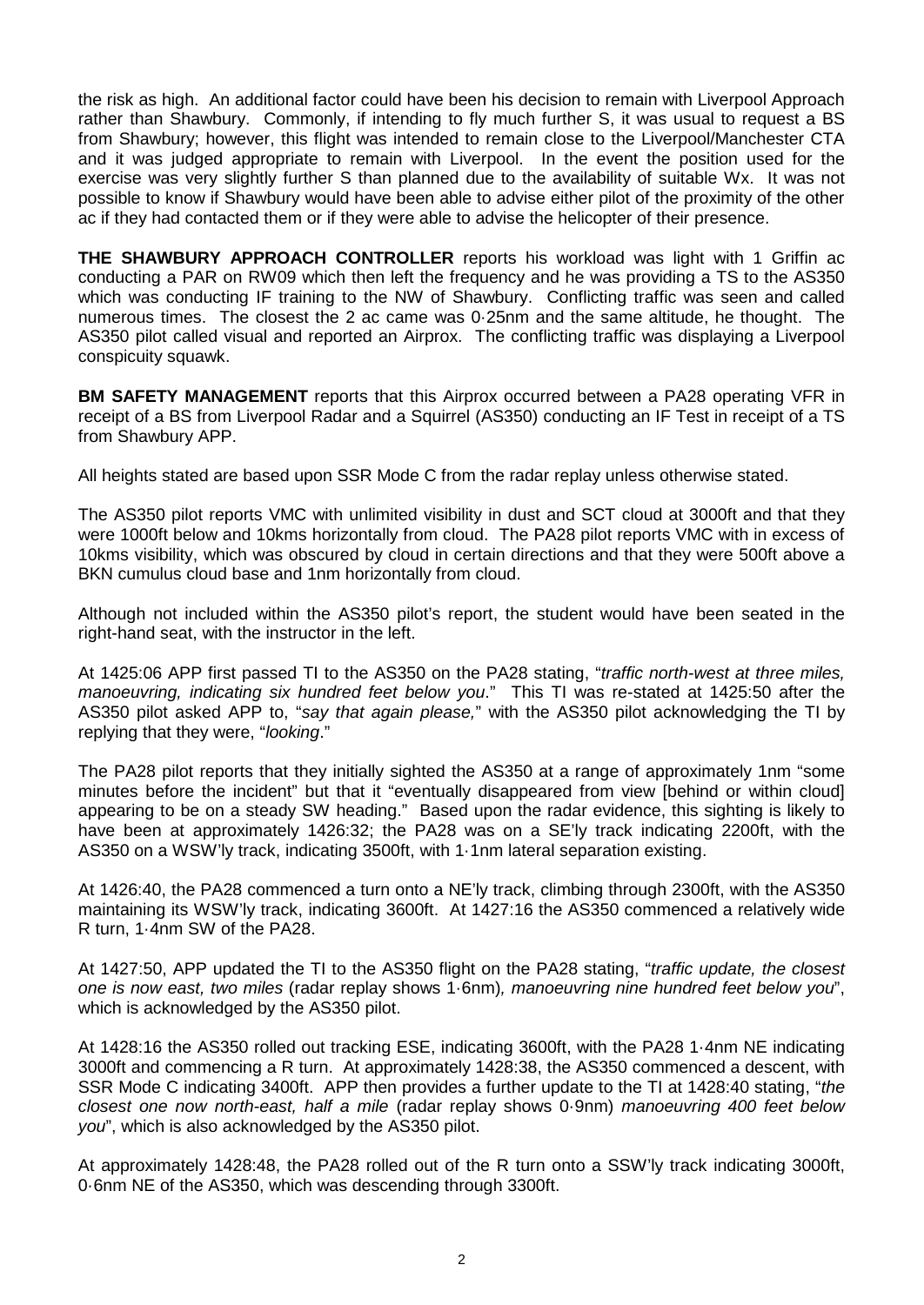the risk as high. An additional factor could have been his decision to remain with Liverpool Approach rather than Shawbury. Commonly, if intending to fly much further S, it was usual to request a BS from Shawbury; however, this flight was intended to remain close to the Liverpool/Manchester CTA and it was judged appropriate to remain with Liverpool. In the event the position used for the exercise was very slightly further S than planned due to the availability of suitable Wx. It was not possible to know if Shawbury would have been able to advise either pilot of the proximity of the other ac if they had contacted them or if they were able to advise the helicopter of their presence.

**THE SHAWBURY APPROACH CONTROLLER** reports his workload was light with 1 Griffin ac conducting a PAR on RW09 which then left the frequency and he was providing a TS to the AS350 which was conducting IF training to the NW of Shawbury. Conflicting traffic was seen and called numerous times. The closest the 2 ac came was 0·25nm and the same altitude, he thought. The AS350 pilot called visual and reported an Airprox. The conflicting traffic was displaying a Liverpool conspicuity squawk.

**BM SAFETY MANAGEMENT** reports that this Airprox occurred between a PA28 operating VFR in receipt of a BS from Liverpool Radar and a Squirrel (AS350) conducting an IF Test in receipt of a TS from Shawbury APP.

All heights stated are based upon SSR Mode C from the radar replay unless otherwise stated.

The AS350 pilot reports VMC with unlimited visibility in dust and SCT cloud at 3000ft and that they were 1000ft below and 10kms horizontally from cloud. The PA28 pilot reports VMC with in excess of 10kms visibility, which was obscured by cloud in certain directions and that they were 500ft above a BKN cumulus cloud base and 1nm horizontally from cloud.

Although not included within the AS350 pilot's report, the student would have been seated in the right-hand seat, with the instructor in the left.

At 1425:06 APP first passed TI to the AS350 on the PA28 stating, "*traffic north-west at three miles, manoeuvring, indicating six hundred feet below you*." This TI was re-stated at 1425:50 after the AS350 pilot asked APP to, "*say that again please,*" with the AS350 pilot acknowledging the TI by replying that they were, "*looking*."

The PA28 pilot reports that they initially sighted the AS350 at a range of approximately 1nm "some minutes before the incident" but that it "eventually disappeared from view [behind or within cloud] appearing to be on a steady SW heading." Based upon the radar evidence, this sighting is likely to have been at approximately 1426:32; the PA28 was on a SE'ly track indicating 2200ft, with the AS350 on a WSW'ly track, indicating 3500ft, with 1·1nm lateral separation existing.

At 1426:40, the PA28 commenced a turn onto a NE'ly track, climbing through 2300ft, with the AS350 maintaining its WSW'ly track, indicating 3600ft. At 1427:16 the AS350 commenced a relatively wide R turn, 1·4nm SW of the PA28.

At 1427:50, APP updated the TI to the AS350 flight on the PA28 stating, "*traffic update, the closest one is now east, two miles* (radar replay shows 1·6nm)*, manoeuvring nine hundred feet below you*", which is acknowledged by the AS350 pilot.

At 1428:16 the AS350 rolled out tracking ESE, indicating 3600ft, with the PA28 1·4nm NE indicating 3000ft and commencing a R turn. At approximately 1428:38, the AS350 commenced a descent, with SSR Mode C indicating 3400ft. APP then provides a further update to the TI at 1428:40 stating, "*the closest one now north-east, half a mile* (radar replay shows 0·9nm) *manoeuvring 400 feet below you*", which is also acknowledged by the AS350 pilot.

At approximately 1428:48, the PA28 rolled out of the R turn onto a SSW'ly track indicating 3000ft, 0·6nm NE of the AS350, which was descending through 3300ft.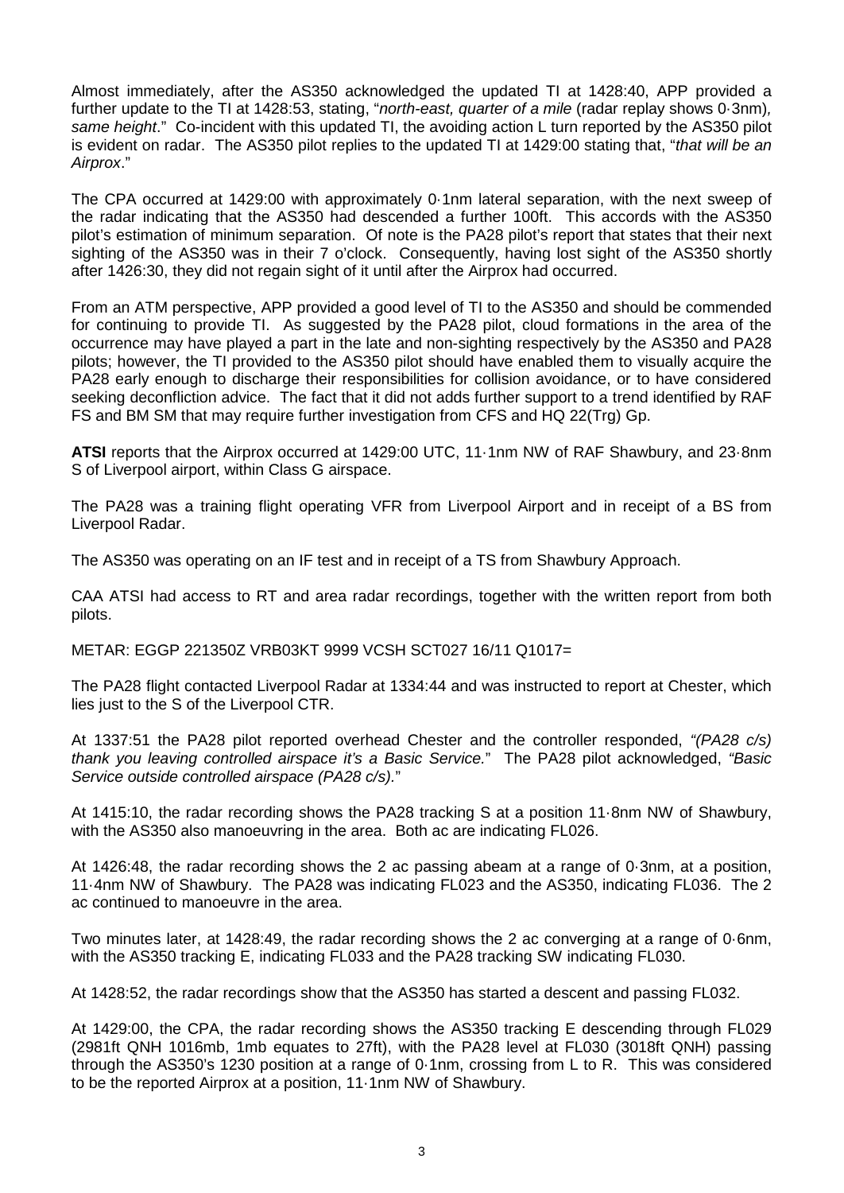Almost immediately, after the AS350 acknowledged the updated TI at 1428:40, APP provided a further update to the TI at 1428:53, stating, "*north-east, quarter of a mile* (radar replay shows 0·3nm)*, same height*." Co-incident with this updated TI, the avoiding action L turn reported by the AS350 pilot is evident on radar. The AS350 pilot replies to the updated TI at 1429:00 stating that, "*that will be an Airprox*."

The CPA occurred at 1429:00 with approximately 0·1nm lateral separation, with the next sweep of the radar indicating that the AS350 had descended a further 100ft. This accords with the AS350 pilot's estimation of minimum separation. Of note is the PA28 pilot's report that states that their next sighting of the AS350 was in their 7 o'clock. Consequently, having lost sight of the AS350 shortly after 1426:30, they did not regain sight of it until after the Airprox had occurred.

From an ATM perspective, APP provided a good level of TI to the AS350 and should be commended for continuing to provide TI. As suggested by the PA28 pilot, cloud formations in the area of the occurrence may have played a part in the late and non-sighting respectively by the AS350 and PA28 pilots; however, the TI provided to the AS350 pilot should have enabled them to visually acquire the PA28 early enough to discharge their responsibilities for collision avoidance, or to have considered seeking deconfliction advice. The fact that it did not adds further support to a trend identified by RAF FS and BM SM that may require further investigation from CFS and HQ 22(Trg) Gp.

**ATSI** reports that the Airprox occurred at 1429:00 UTC, 11·1nm NW of RAF Shawbury, and 23·8nm S of Liverpool airport, within Class G airspace.

The PA28 was a training flight operating VFR from Liverpool Airport and in receipt of a BS from Liverpool Radar.

The AS350 was operating on an IF test and in receipt of a TS from Shawbury Approach.

CAA ATSI had access to RT and area radar recordings, together with the written report from both pilots.

METAR: EGGP 221350Z VRB03KT 9999 VCSH SCT027 16/11 Q1017=

The PA28 flight contacted Liverpool Radar at 1334:44 and was instructed to report at Chester, which lies just to the S of the Liverpool CTR.

At 1337:51 the PA28 pilot reported overhead Chester and the controller responded, *"(PA28 c/s) thank you leaving controlled airspace it's a Basic Service.*" The PA28 pilot acknowledged, *"Basic Service outside controlled airspace (PA28 c/s).*"

At 1415:10, the radar recording shows the PA28 tracking S at a position 11·8nm NW of Shawbury, with the AS350 also manoeuvring in the area. Both ac are indicating FL026.

At 1426:48, the radar recording shows the 2 ac passing abeam at a range of 0·3nm, at a position, 11·4nm NW of Shawbury. The PA28 was indicating FL023 and the AS350, indicating FL036. The 2 ac continued to manoeuvre in the area.

Two minutes later, at 1428:49, the radar recording shows the 2 ac converging at a range of 0·6nm, with the AS350 tracking E, indicating FL033 and the PA28 tracking SW indicating FL030.

At 1428:52, the radar recordings show that the AS350 has started a descent and passing FL032.

At 1429:00, the CPA, the radar recording shows the AS350 tracking E descending through FL029 (2981ft QNH 1016mb, 1mb equates to 27ft), with the PA28 level at FL030 (3018ft QNH) passing through the AS350's 1230 position at a range of 0·1nm, crossing from L to R. This was considered to be the reported Airprox at a position, 11·1nm NW of Shawbury.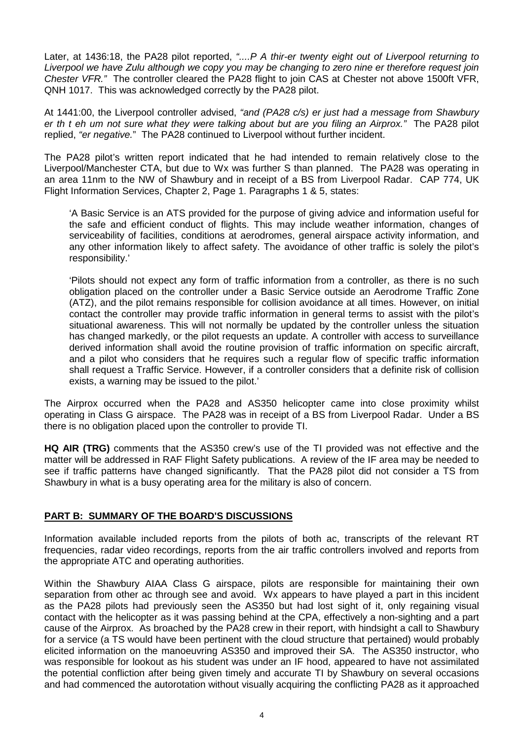Later, at 1436:18, the PA28 pilot reported, *"....P A thir-er twenty eight out of Liverpool returning to Liverpool we have Zulu although we copy you may be changing to zero nine er therefore request join Chester VFR."* The controller cleared the PA28 flight to join CAS at Chester not above 1500ft VFR, QNH 1017. This was acknowledged correctly by the PA28 pilot.

At 1441:00, the Liverpool controller advised, *"and (PA28 c/s) er just had a message from Shawbury er th t eh um not sure what they were talking about but are you filing an Airprox."* The PA28 pilot replied, *"er negative."* The PA28 continued to Liverpool without further incident.

The PA28 pilot's written report indicated that he had intended to remain relatively close to the Liverpool/Manchester CTA, but due to Wx was further S than planned. The PA28 was operating in an area 11nm to the NW of Shawbury and in receipt of a BS from Liverpool Radar. CAP 774, UK Flight Information Services, Chapter 2, Page 1. Paragraphs 1 & 5, states:

> 'A Basic Service is an ATS provided for the purpose of giving advice and information useful for the safe and efficient conduct of flights. This may include weather information, changes of serviceability of facilities, conditions at aerodromes, general airspace activity information, and any other information likely to affect safety. The avoidance of other traffic is solely the pilot's responsibility.'
>
> 'Pilots should not expect any form of traffic information from a controller, as there is no such obligation placed on the controller under a Basic Service outside an Aerodrome Traffic Zone (ATZ), and the pilot remains responsible for collision avoidance at all times. However, on initial contact the controller may provide traffic information in general terms to assist with the pilot's situational awareness. This will not normally be updated by the controller unless the situation has changed markedly, or the pilot requests an update. A controller with access to surveillance derived information shall avoid the routine provision of traffic information on specific aircraft, and a pilot who considers that he requires such a regular flow of specific traffic information shall request a Traffic Service. However, if a controller considers that a definite risk of collision exists, a warning may be issued to the pilot.'

The Airprox occurred when the PA28 and AS350 helicopter came into close proximity whilst operating in Class G airspace. The PA28 was in receipt of a BS from Liverpool Radar. Under a BS there is no obligation placed upon the controller to provide TI.

**HQ AIR (TRG)** comments that the AS350 crew's use of the TI provided was not effective and the matter will be addressed in RAF Flight Safety publications. A review of the IF area may be needed to see if traffic patterns have changed significantly. That the PA28 pilot did not consider a TS from Shawbury in what is a busy operating area for the military is also of concern.

## PART B: SUMMARY OF THE BOARD'S DISCUSSIONS

Information available included reports from the pilots of both ac, transcripts of the relevant RT frequencies, radar video recordings, reports from the air traffic controllers involved and reports from the appropriate ATC and operating authorities.

Within the Shawbury AIAA Class G airspace, pilots are responsible for maintaining their own separation from other ac through see and avoid. Wx appears to have played a part in this incident as the PA28 pilots had previously seen the AS350 but had lost sight of it, only regaining visual contact with the helicopter as it was passing behind at the CPA, effectively a non-sighting and a part cause of the Airprox. As broached by the PA28 crew in their report, with hindsight a call to Shawbury for a service (a TS would have been pertinent with the cloud structure that pertained) would probably elicited information on the manoeuvring AS350 and improved their SA. The AS350 instructor, who was responsible for lookout as his student was under an IF hood, appeared to have not assimilated the potential confliction after being given timely and accurate TI by Shawbury on several occasions and had commenced the autorotation without visually acquiring the conflicting PA28 as it approached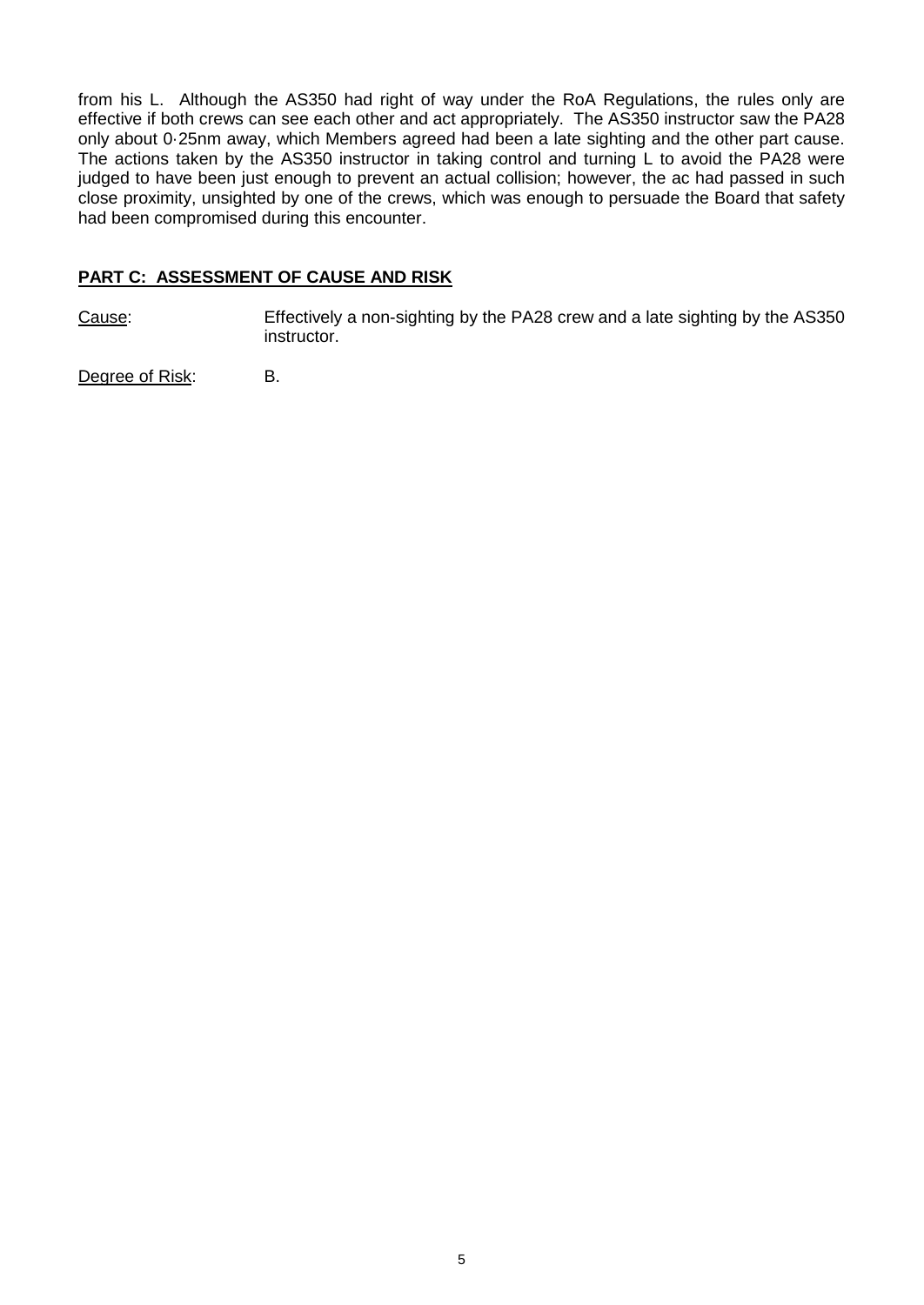from his L. Although the AS350 had right of way under the RoA Regulations, the rules only are effective if both crews can see each other and act appropriately. The AS350 instructor saw the PA28 only about 0·25nm away, which Members agreed had been a late sighting and the other part cause. The actions taken by the AS350 instructor in taking control and turning L to avoid the PA28 were judged to have been just enough to prevent an actual collision; however, the ac had passed in such close proximity, unsighted by one of the crews, which was enough to persuade the Board that safety had been compromised during this encounter.

## PART C: ASSESSMENT OF CAUSE AND RISK

Cause: Effectively a non-sighting by the PA28 crew and a late sighting by the AS350 instructor.

Degree of Risk: B.